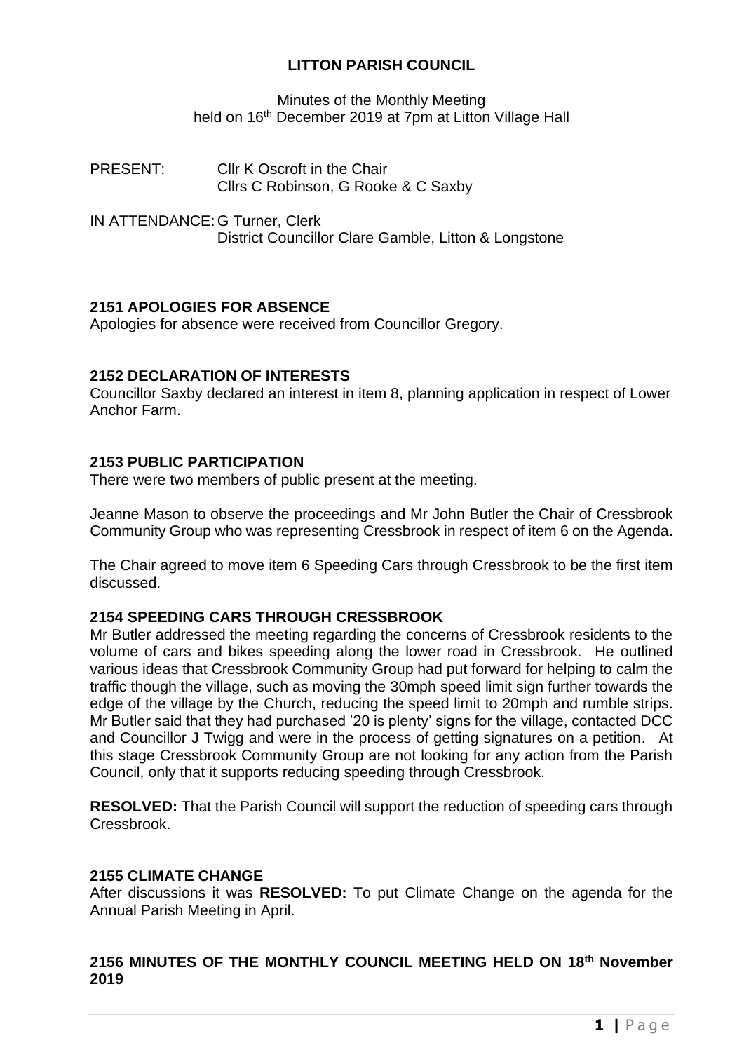# LITTON PARISH COUNCIL

Minutes of the Monthly Meeting
held on 16th December 2019 at 7pm at Litton Village Hall

PRESENT: Cllr K Oscroft in the Chair
Cllrs C Robinson, G Rooke & C Saxby

IN ATTENDANCE: G Turner, Clerk
District Councillor Clare Gamble, Litton & Longstone

## 2151 APOLOGIES FOR ABSENCE

Apologies for absence were received from Councillor Gregory.

## 2152 DECLARATION OF INTERESTS

Councillor Saxby declared an interest in item 8, planning application in respect of Lower Anchor Farm.

## 2153 PUBLIC PARTICIPATION

There were two members of public present at the meeting.

Jeanne Mason to observe the proceedings and Mr John Butler the Chair of Cressbrook Community Group who was representing Cressbrook in respect of item 6 on the Agenda.

The Chair agreed to move item 6 Speeding Cars through Cressbrook to be the first item discussed.

## 2154 SPEEDING CARS THROUGH CRESSBROOK

Mr Butler addressed the meeting regarding the concerns of Cressbrook residents to the volume of cars and bikes speeding along the lower road in Cressbrook. He outlined various ideas that Cressbrook Community Group had put forward for helping to calm the traffic though the village, such as moving the 30mph speed limit sign further towards the edge of the village by the Church, reducing the speed limit to 20mph and rumble strips. Mr Butler said that they had purchased '20 is plenty' signs for the village, contacted DCC and Councillor J Twigg and were in the process of getting signatures on a petition. At this stage Cressbrook Community Group are not looking for any action from the Parish Council, only that it supports reducing speeding through Cressbrook.

**RESOLVED:** That the Parish Council will support the reduction of speeding cars through Cressbrook.

## 2155 CLIMATE CHANGE

After discussions it was **RESOLVED:** To put Climate Change on the agenda for the Annual Parish Meeting in April.

## 2156 MINUTES OF THE MONTHLY COUNCIL MEETING HELD ON 18th November 2019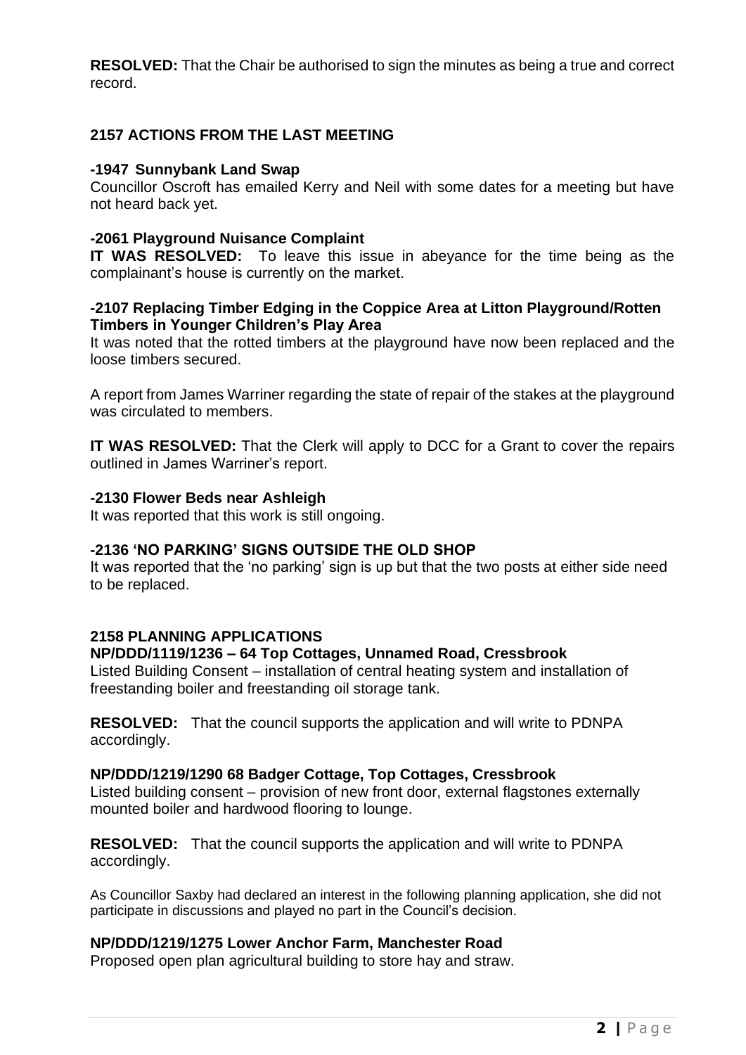**RESOLVED:** That the Chair be authorised to sign the minutes as being a true and correct record.

## 2157 ACTIONS FROM THE LAST MEETING

### -1947 Sunnybank Land Swap

Councillor Oscroft has emailed Kerry and Neil with some dates for a meeting but have not heard back yet.

### -2061 Playground Nuisance Complaint

**IT WAS RESOLVED:** To leave this issue in abeyance for the time being as the complainant's house is currently on the market.

### -2107 Replacing Timber Edging in the Coppice Area at Litton Playground/Rotten Timbers in Younger Children's Play Area

It was noted that the rotted timbers at the playground have now been replaced and the loose timbers secured.

A report from James Warriner regarding the state of repair of the stakes at the playground was circulated to members.

**IT WAS RESOLVED:** That the Clerk will apply to DCC for a Grant to cover the repairs outlined in James Warriner's report.

### -2130 Flower Beds near Ashleigh

It was reported that this work is still ongoing.

### -2136 'NO PARKING' SIGNS OUTSIDE THE OLD SHOP

It was reported that the 'no parking' sign is up but that the two posts at either side need to be replaced.

## 2158 PLANNING APPLICATIONS

### NP/DDD/1119/1236 – 64 Top Cottages, Unnamed Road, Cressbrook

Listed Building Consent – installation of central heating system and installation of freestanding boiler and freestanding oil storage tank.

**RESOLVED:** That the council supports the application and will write to PDNPA accordingly.

### NP/DDD/1219/1290 68 Badger Cottage, Top Cottages, Cressbrook

Listed building consent – provision of new front door, external flagstones externally mounted boiler and hardwood flooring to lounge.

**RESOLVED:** That the council supports the application and will write to PDNPA accordingly.

As Councillor Saxby had declared an interest in the following planning application, she did not participate in discussions and played no part in the Council's decision.

### NP/DDD/1219/1275 Lower Anchor Farm, Manchester Road

Proposed open plan agricultural building to store hay and straw.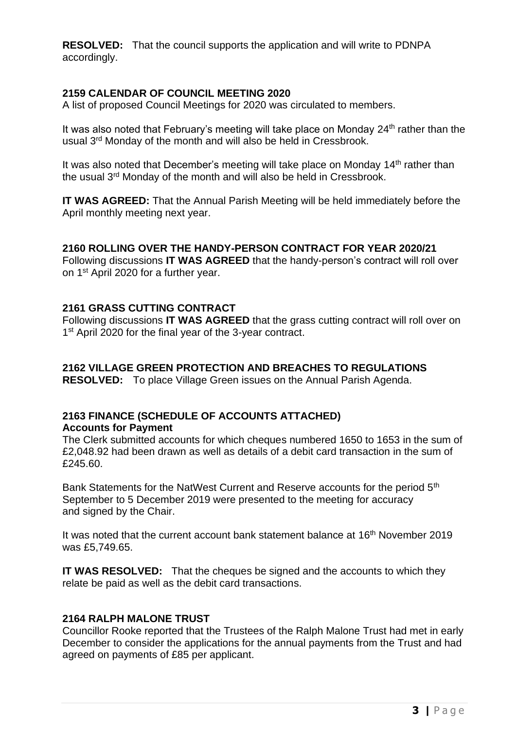**RESOLVED:** That the council supports the application and will write to PDNPA accordingly.

## 2159 CALENDAR OF COUNCIL MEETING 2020

A list of proposed Council Meetings for 2020 was circulated to members.

It was also noted that February's meeting will take place on Monday 24th rather than the usual 3rd Monday of the month and will also be held in Cressbrook.

It was also noted that December's meeting will take place on Monday 14th rather than the usual 3rd Monday of the month and will also be held in Cressbrook.

**IT WAS AGREED:** That the Annual Parish Meeting will be held immediately before the April monthly meeting next year.

## 2160 ROLLING OVER THE HANDY-PERSON CONTRACT FOR YEAR 2020/21

Following discussions **IT WAS AGREED** that the handy-person's contract will roll over on 1st April 2020 for a further year.

## 2161 GRASS CUTTING CONTRACT

Following discussions **IT WAS AGREED** that the grass cutting contract will roll over on 1st April 2020 for the final year of the 3-year contract.

## 2162 VILLAGE GREEN PROTECTION AND BREACHES TO REGULATIONS

**RESOLVED:** To place Village Green issues on the Annual Parish Agenda.

## 2163 FINANCE (SCHEDULE OF ACCOUNTS ATTACHED)

**Accounts for Payment**

The Clerk submitted accounts for which cheques numbered 1650 to 1653 in the sum of £2,048.92 had been drawn as well as details of a debit card transaction in the sum of £245.60.

Bank Statements for the NatWest Current and Reserve accounts for the period 5th September to 5 December 2019 were presented to the meeting for accuracy and signed by the Chair.

It was noted that the current account bank statement balance at 16th November 2019 was £5,749.65.

**IT WAS RESOLVED:** That the cheques be signed and the accounts to which they relate be paid as well as the debit card transactions.

## 2164 RALPH MALONE TRUST

Councillor Rooke reported that the Trustees of the Ralph Malone Trust had met in early December to consider the applications for the annual payments from the Trust and had agreed on payments of £85 per applicant.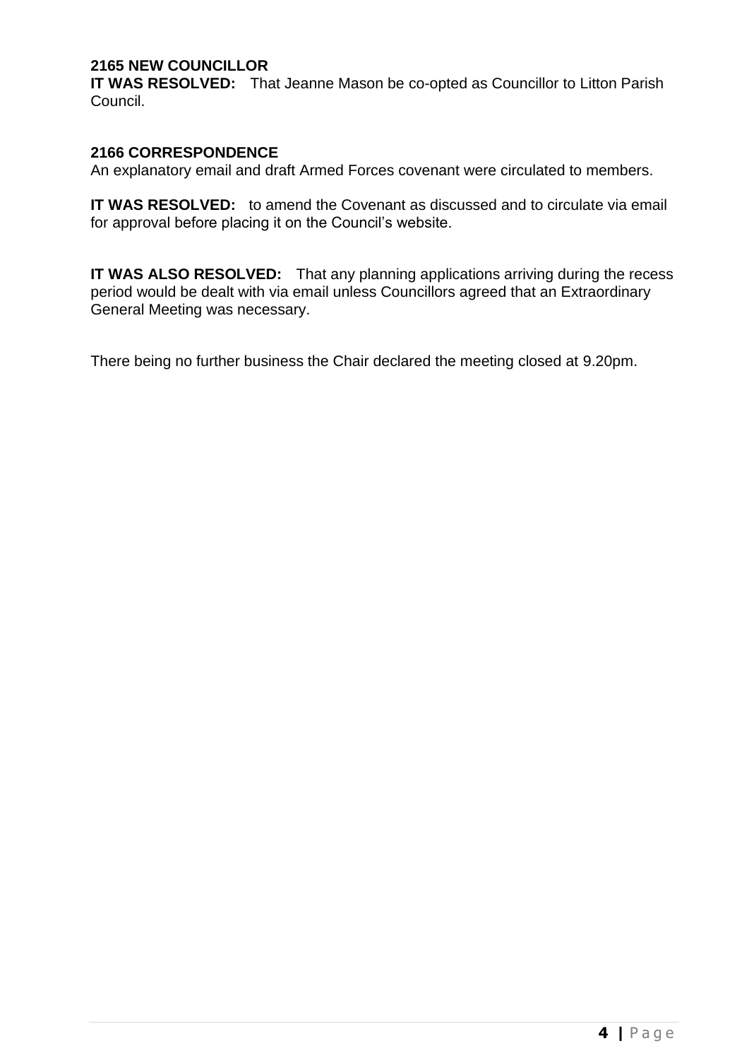**2165 NEW COUNCILLOR**

**IT WAS RESOLVED:** That Jeanne Mason be co-opted as Councillor to Litton Parish Council.

**2166 CORRESPONDENCE**

An explanatory email and draft Armed Forces covenant were circulated to members.

**IT WAS RESOLVED:** to amend the Covenant as discussed and to circulate via email for approval before placing it on the Council's website.

**IT WAS ALSO RESOLVED:** That any planning applications arriving during the recess period would be dealt with via email unless Councillors agreed that an Extraordinary General Meeting was necessary.

There being no further business the Chair declared the meeting closed at 9.20pm.